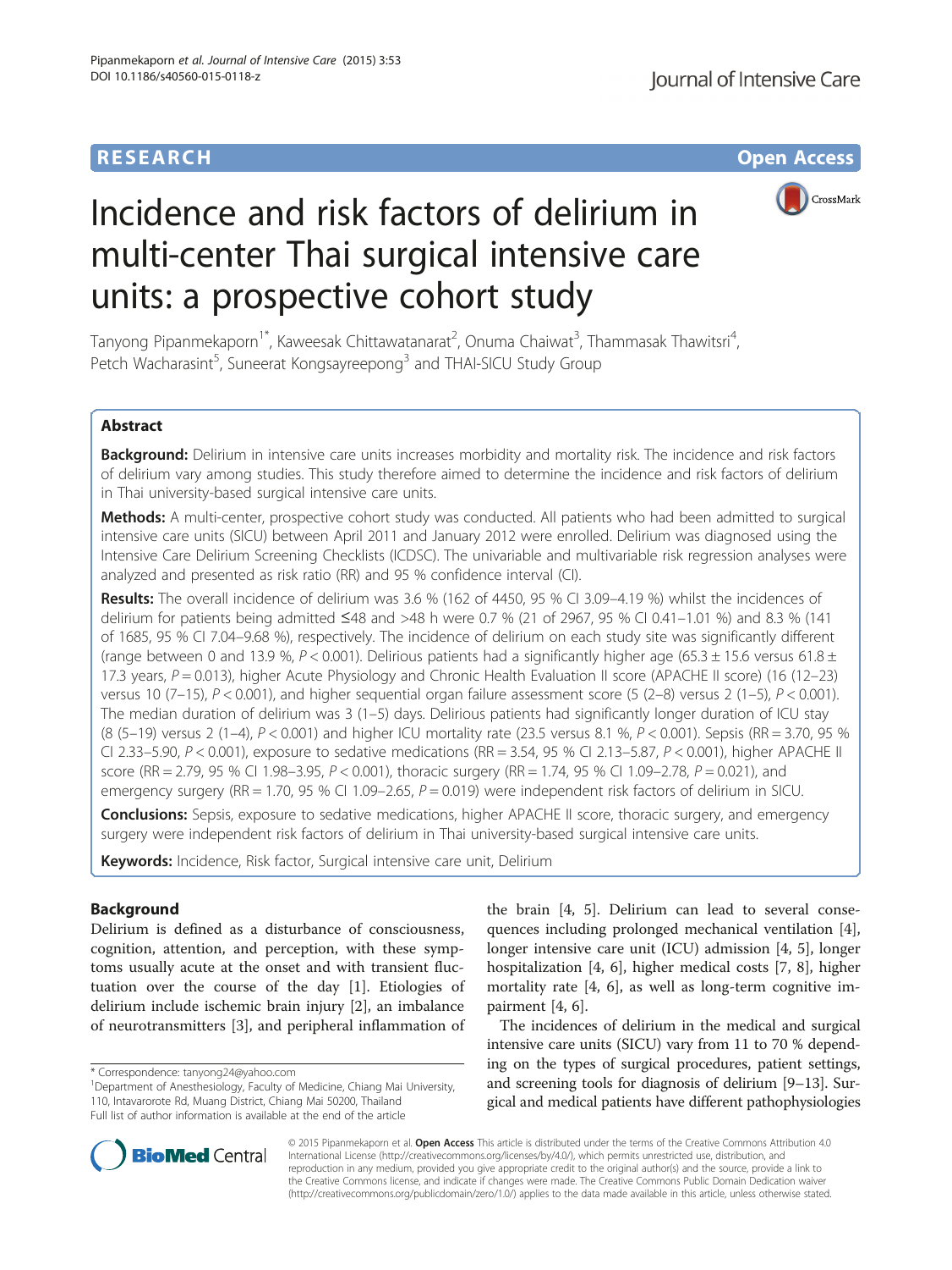**RESEARCH** **Open Access**

# Incidence and risk factors of delirium in multi-center Thai surgical intensive care units: a prospective cohort study

Tanyong Pipanmekaporn[1*], Kaweesak Chittawatanarat[2], Onuma Chaiwat[3], Thammasak Thawitsri[4], Petch Wacharasint[5], Suneerat Kongsayreepong[3] and THAI-SICU Study Group

## Abstract

**Background:** Delirium in intensive care units increases morbidity and mortality risk. The incidence and risk factors of delirium vary among studies. This study therefore aimed to determine the incidence and risk factors of delirium in Thai university-based surgical intensive care units.

**Methods:** A multi-center, prospective cohort study was conducted. All patients who had been admitted to surgical intensive care units (SICU) between April 2011 and January 2012 were enrolled. Delirium was diagnosed using the Intensive Care Delirium Screening Checklists (ICDSC). The univariable and multivariable risk regression analyses were analyzed and presented as risk ratio (RR) and 95 % confidence interval (CI).

**Results:** The overall incidence of delirium was 3.6 % (162 of 4450, 95 % CI 3.09–4.19 %) whilst the incidences of delirium for patients being admitted ≤48 and >48 h were 0.7 % (21 of 2967, 95 % CI 0.41–1.01 %) and 8.3 % (141 of 1685, 95 % CI 7.04–9.68 %), respectively. The incidence of delirium on each study site was significantly different (range between 0 and 13.9 %, $P < 0.001$). Delirious patients had a significantly higher age (65.3 ± 15.6 versus 61.8 ± 17.3 years, $P = 0.013$), higher Acute Physiology and Chronic Health Evaluation II score (APACHE II score) (16 (12–23) versus 10 (7–15), $P < 0.001$), and higher sequential organ failure assessment score (5 (2–8) versus 2 (1–5), $P < 0.001$). The median duration of delirium was 3 (1–5) days. Delirious patients had significantly longer duration of ICU stay (8 (5–19) versus 2 (1–4), $P < 0.001$) and higher ICU mortality rate (23.5 versus 8.1 %, $P < 0.001$). Sepsis (RR = 3.70, 95 % CI 2.33–5.90, $P < 0.001$), exposure to sedative medications (RR = 3.54, 95 % CI 2.13–5.87, $P < 0.001$), higher APACHE II score (RR = 2.79, 95 % CI 1.98–3.95, $P < 0.001$), thoracic surgery (RR = 1.74, 95 % CI 1.09–2.78, $P = 0.021$), and emergency surgery (RR = 1.70, 95 % CI 1.09–2.65, $P = 0.019$) were independent risk factors of delirium in SICU.

**Conclusions:** Sepsis, exposure to sedative medications, higher APACHE II score, thoracic surgery, and emergency surgery were independent risk factors of delirium in Thai university-based surgical intensive care units.

**Keywords:** Incidence, Risk factor, Surgical intensive care unit, Delirium

## Background

Delirium is defined as a disturbance of consciousness, cognition, attention, and perception, with these symptoms usually acute at the onset and with transient fluctuation over the course of the day [1]. Etiologies of delirium include ischemic brain injury [2], an imbalance of neurotransmitters [3], and peripheral inflammation of the brain [4, 5]. Delirium can lead to several consequences including prolonged mechanical ventilation [4], longer intensive care unit (ICU) admission [4, 5], longer hospitalization [4, 6], higher medical costs [7, 8], higher mortality rate [4, 6], as well as long-term cognitive impairment [4, 6].

The incidences of delirium in the medical and surgical intensive care units (SICU) vary from 11 to 70 % depending on the types of surgical procedures, patient settings, and screening tools for diagnosis of delirium [9–13]. Surgical and medical patients have different pathophysiologies

\* Correspondence: tanyong24@yahoo.com
[1]Department of Anesthesiology, Faculty of Medicine, Chiang Mai University, 110, Intavarorote Rd, Muang District, Chiang Mai 50200, Thailand
Full list of author information is available at the end of the article

© 2015 Pipanmekaporn et al. **Open Access** This article is distributed under the terms of the Creative Commons Attribution 4.0 International License (http://creativecommons.org/licenses/by/4.0/), which permits unrestricted use, distribution, and reproduction in any medium, provided you give appropriate credit to the original author(s) and the source, provide a link to the Creative Commons license, and indicate if changes were made. The Creative Commons Public Domain Dedication waiver (http://creativecommons.org/publicdomain/zero/1.0/) applies to the data made available in this article, unless otherwise stated.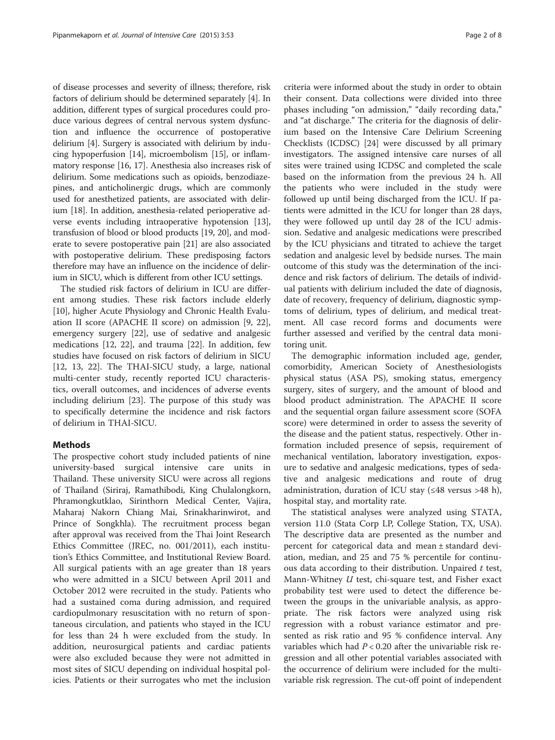of disease processes and severity of illness; therefore, risk factors of delirium should be determined separately [4]. In addition, different types of surgical procedures could produce various degrees of central nervous system dysfunction and influence the occurrence of postoperative delirium [4]. Surgery is associated with delirium by inducing hypoperfusion [14], microembolism [15], or inflammatory response [16, 17]. Anesthesia also increases risk of delirium. Some medications such as opioids, benzodiazepines, and anticholinergic drugs, which are commonly used for anesthetized patients, are associated with delirium [18]. In addition, anesthesia-related perioperative adverse events including intraoperative hypotension [13], transfusion of blood or blood products [19, 20], and moderate to severe postoperative pain [21] are also associated with postoperative delirium. These predisposing factors therefore may have an influence on the incidence of delirium in SICU, which is different from other ICU settings.

The studied risk factors of delirium in ICU are different among studies. These risk factors include elderly [10], higher Acute Physiology and Chronic Health Evaluation II score (APACHE II score) on admission [9, 22], emergency surgery [22], use of sedative and analgesic medications [12, 22], and trauma [22]. In addition, few studies have focused on risk factors of delirium in SICU [12, 13, 22]. The THAI-SICU study, a large, national multi-center study, recently reported ICU characteristics, overall outcomes, and incidences of adverse events including delirium [23]. The purpose of this study was to specifically determine the incidence and risk factors of delirium in THAI-SICU.

## Methods

The prospective cohort study included patients of nine university-based surgical intensive care units in Thailand. These university SICU were across all regions of Thailand (Siriraj, Ramathibodi, King Chulalongkorn, Phramongkutklao, Sirinthorn Medical Center, Vajira, Maharaj Nakorn Chiang Mai, Srinakharinwirot, and Prince of Songkhla). The recruitment process began after approval was received from the Thai Joint Research Ethics Committee (JREC, no. 001/2011), each institution's Ethics Committee, and Institutional Review Board. All surgical patients with an age greater than 18 years who were admitted in a SICU between April 2011 and October 2012 were recruited in the study. Patients who had a sustained coma during admission, and required cardiopulmonary resuscitation with no return of spontaneous circulation, and patients who stayed in the ICU for less than 24 h were excluded from the study. In addition, neurosurgical patients and cardiac patients were also excluded because they were not admitted in most sites of SICU depending on individual hospital policies. Patients or their surrogates who met the inclusion criteria were informed about the study in order to obtain their consent. Data collections were divided into three phases including "on admission," "daily recording data," and "at discharge." The criteria for the diagnosis of delirium based on the Intensive Care Delirium Screening Checklists (ICDSC) [24] were discussed by all primary investigators. The assigned intensive care nurses of all sites were trained using ICDSC and completed the scale based on the information from the previous 24 h. All the patients who were included in the study were followed up until being discharged from the ICU. If patients were admitted in the ICU for longer than 28 days, they were followed up until day 28 of the ICU admission. Sedative and analgesic medications were prescribed by the ICU physicians and titrated to achieve the target sedation and analgesic level by bedside nurses. The main outcome of this study was the determination of the incidence and risk factors of delirium. The details of individual patients with delirium included the date of diagnosis, date of recovery, frequency of delirium, diagnostic symptoms of delirium, types of delirium, and medical treatment. All case record forms and documents were further assessed and verified by the central data monitoring unit.

The demographic information included age, gender, comorbidity, American Society of Anesthesiologists physical status (ASA PS), smoking status, emergency surgery, sites of surgery, and the amount of blood and blood product administration. The APACHE II score and the sequential organ failure assessment score (SOFA score) were determined in order to assess the severity of the disease and the patient status, respectively. Other information included presence of sepsis, requirement of mechanical ventilation, laboratory investigation, exposure to sedative and analgesic medications, types of sedative and analgesic medications and route of drug administration, duration of ICU stay (≤48 versus >48 h), hospital stay, and mortality rate.

The statistical analyses were analyzed using STATA, version 11.0 (Stata Corp LP, College Station, TX, USA). The descriptive data are presented as the number and percent for categorical data and mean ± standard deviation, median, and 25 and 75 % percentile for continuous data according to their distribution. Unpaired *t* test, Mann-Whitney *U* test, chi-square test, and Fisher exact probability test were used to detect the difference between the groups in the univariable analysis, as appropriate. The risk factors were analyzed using risk regression with a robust variance estimator and presented as risk ratio and 95 % confidence interval. Any variables which had $P < 0.20$ after the univariable risk regression and all other potential variables associated with the occurrence of delirium were included for the multivariable risk regression. The cut-off point of independent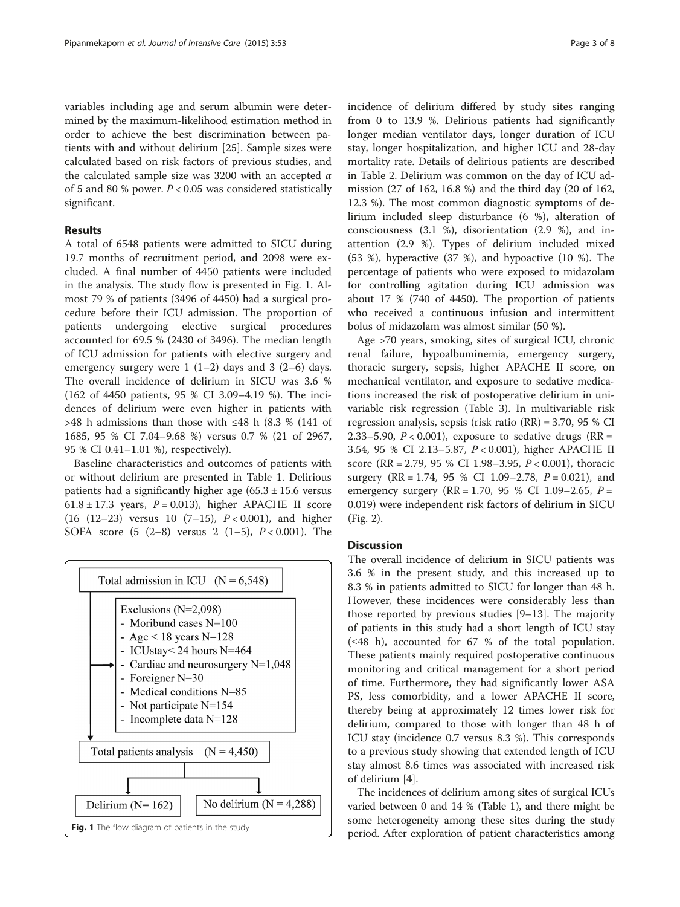variables including age and serum albumin were determined by the maximum-likelihood estimation method in order to achieve the best discrimination between patients with and without delirium [25]. Sample sizes were calculated based on risk factors of previous studies, and the calculated sample size was 3200 with an accepted $\alpha$ of 5 and 80 % power. $P < 0.05$ was considered statistically significant.

## Results

A total of 6548 patients were admitted to SICU during 19.7 months of recruitment period, and 2098 were excluded. A final number of 4450 patients were included in the analysis. The study flow is presented in Fig. 1. Almost 79 % of patients (3496 of 4450) had a surgical procedure before their ICU admission. The proportion of patients undergoing elective surgical procedures accounted for 69.5 % (2430 of 3496). The median length of ICU admission for patients with elective surgery and emergency surgery were 1 (1–2) days and 3 (2–6) days. The overall incidence of delirium in SICU was 3.6 % (162 of 4450 patients, 95 % CI 3.09–4.19 %). The incidences of delirium were even higher in patients with >48 h admissions than those with ≤48 h (8.3 % (141 of 1685, 95 % CI 7.04–9.68 %) versus 0.7 % (21 of 2967, 95 % CI 0.41–1.01 %), respectively).

Baseline characteristics and outcomes of patients with or without delirium are presented in Table 1. Delirious patients had a significantly higher age (65.3 ± 15.6 versus 61.8 ± 17.3 years, $P = 0.013$), higher APACHE II score (16 (12–23) versus 10 (7–15), $P < 0.001$), and higher SOFA score (5 (2–8) versus 2 (1–5), $P < 0.001$). The incidence of delirium differed by study sites ranging from 0 to 13.9 %. Delirious patients had significantly longer median ventilator days, longer duration of ICU stay, longer hospitalization, and higher ICU and 28-day mortality rate. Details of delirious patients are described in Table 2. Delirium was common on the day of ICU admission (27 of 162, 16.8 %) and the third day (20 of 162, 12.3 %). The most common diagnostic symptoms of delirium included sleep disturbance (6 %), alteration of consciousness (3.1 %), disorientation (2.9 %), and inattention (2.9 %). Types of delirium included mixed (53 %), hyperactive (37 %), and hypoactive (10 %). The percentage of patients who were exposed to midazolam for controlling agitation during ICU admission was about 17 % (740 of 4450). The proportion of patients who received a continuous infusion and intermittent bolus of midazolam was almost similar (50 %).

Age >70 years, smoking, sites of surgical ICU, chronic renal failure, hypoalbuminemia, emergency surgery, thoracic surgery, sepsis, higher APACHE II score, on mechanical ventilator, and exposure to sedative medications increased the risk of postoperative delirium in univariable risk regression (Table 3). In multivariable risk regression analysis, sepsis (risk ratio (RR) = 3.70, 95 % CI 2.33–5.90, $P < 0.001$), exposure to sedative drugs (RR = 3.54, 95 % CI 2.13–5.87, $P < 0.001$), higher APACHE II score (RR = 2.79, 95 % CI 1.98–3.95, $P < 0.001$), thoracic surgery (RR = 1.74, 95 % CI 1.09–2.78, $P = 0.021$), and emergency surgery (RR = 1.70, 95 % CI 1.09–2.65, $P = 0.019$) were independent risk factors of delirium in SICU (Fig. 2).

Total admission in ICU (N = 6,548)

Exclusions (N=2,098)
- Moribund cases N=100
- Age < 18 years N=128
- ICUstay< 24 hours N=464
- Cardiac and neurosurgery N=1,048
- Foreigner N=30
- Medical conditions N=85
- Not participate N=154
- Incomplete data N=128

Total patients analysis (N = 4,450)

Delirium (N= 162) | No delirium (N = 4,288)

**Fig. 1** The flow diagram of patients in the study

## Discussion

The overall incidence of delirium in SICU patients was 3.6 % in the present study, and this increased up to 8.3 % in patients admitted to SICU for longer than 48 h. However, these incidences were considerably less than those reported by previous studies [9–13]. The majority of patients in this study had a short length of ICU stay (≤48 h), accounted for 67 % of the total population. These patients mainly required postoperative continuous monitoring and critical management for a short period of time. Furthermore, they had significantly lower ASA PS, less comorbidity, and a lower APACHE II score, thereby being at approximately 12 times lower risk for delirium, compared to those with longer than 48 h of ICU stay (incidence 0.7 versus 8.3 %). This corresponds to a previous study showing that extended length of ICU stay almost 8.6 times was associated with increased risk of delirium [4].

The incidences of delirium among sites of surgical ICUs varied between 0 and 14 % (Table 1), and there might be some heterogeneity among these sites during the study period. After exploration of patient characteristics among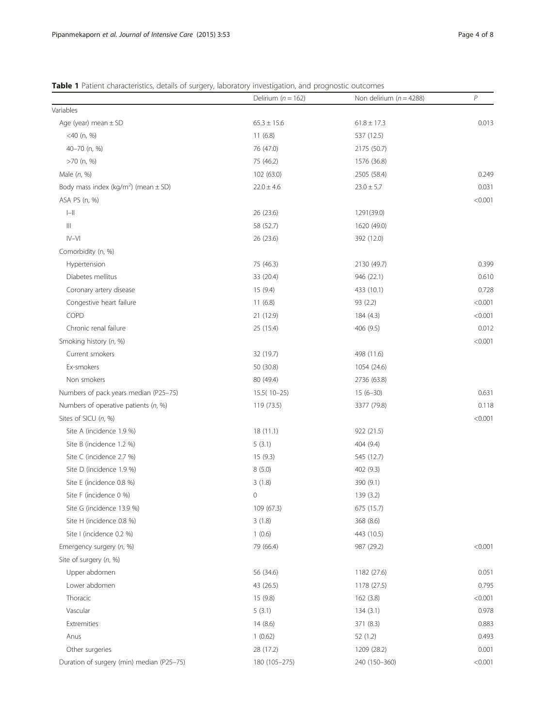**Table 1** Patient characteristics, details of surgery, laboratory investigation, and prognostic outcomes

| | Delirium (*n* = 162) | Non delirium (*n* = 4288) | *P* |
|---|---|---|---|
| Variables | | | |
| Age (year) mean ± SD | 65.3 ± 15.6 | 61.8 ± 17.3 | 0.013 |
| <40 (n, %) | 11 (6.8) | 537 (12.5) | |
| 40–70 (n, %) | 76 (47.0) | 2175 (50.7) | |
| >70 (n, %) | 75 (46.2) | 1576 (36.8) | |
| Male (*n*, %) | 102 (63.0) | 2505 (58.4) | 0.249 |
| Body mass index (kg/m$^2$) (mean ± SD) | 22.0 ± 4.6 | 23.0 ± 5.7 | 0.031 |
| ASA PS (n, %) | | | <0.001 |
| I–II | 26 (23.6) | 1291(39.0) | |
| III | 58 (52.7) | 1620 (49.0) | |
| IV–VI | 26 (23.6) | 392 (12.0) | |
| Comorbidity (n, %) | | | |
| Hypertension | 75 (46.3) | 2130 (49.7) | 0.399 |
| Diabetes mellitus | 33 (20.4) | 946 (22.1) | 0.610 |
| Coronary artery disease | 15 (9.4) | 433 (10.1) | 0.728 |
| Congestive heart failure | 11 (6.8) | 93 (2.2) | <0.001 |
| COPD | 21 (12.9) | 184 (4.3) | <0.001 |
| Chronic renal failure | 25 (15.4) | 406 (9.5) | 0.012 |
| Smoking history (*n*, %) | | | <0.001 |
| Current smokers | 32 (19.7) | 498 (11.6) | |
| Ex-smokers | 50 (30.8) | 1054 (24.6) | |
| Non smokers | 80 (49.4) | 2736 (63.8) | |
| Numbers of pack years median (P25–75) | 15.5( 10–25) | 15 (6–30) | 0.631 |
| Numbers of operative patients (*n*, %) | 119 (73.5) | 3377 (79.8) | 0.118 |
| Sites of SICU (*n*, %) | | | <0.001 |
| Site A (incidence 1.9 %) | 18 (11.1) | 922 (21.5) | |
| Site B (incidence 1.2 %) | 5 (3.1) | 404 (9.4) | |
| Site C (incidence 2.7 %) | 15 (9.3) | 545 (12.7) | |
| Site D (incidence 1.9 %) | 8 (5.0) | 402 (9.3) | |
| Site E (incidence 0.8 %) | 3 (1.8) | 390 (9.1) | |
| Site F (incidence 0 %) | 0 | 139 (3.2) | |
| Site G (incidence 13.9 %) | 109 (67.3) | 675 (15.7) | |
| Site H (incidence 0.8 %) | 3 (1.8) | 368 (8.6) | |
| Site I (incidence 0.2 %) | 1 (0.6) | 443 (10.5) | |
| Emergency surgery (*n*, %) | 79 (66.4) | 987 (29.2) | <0.001 |
| Site of surgery (*n*, %) | | | |
| Upper abdomen | 56 (34.6) | 1182 (27.6) | 0.051 |
| Lower abdomen | 43 (26.5) | 1178 (27.5) | 0.795 |
| Thoracic | 15 (9.8) | 162 (3.8) | <0.001 |
| Vascular | 5 (3.1) | 134 (3.1) | 0.978 |
| Extremities | 14 (8.6) | 371 (8.3) | 0.883 |
| Anus | 1 (0.62) | 52 (1.2) | 0.493 |
| Other surgeries | 28 (17.2) | 1209 (28.2) | 0.001 |
| Duration of surgery (min) median (P25–75) | 180 (105–275) | 240 (150–360) | <0.001 |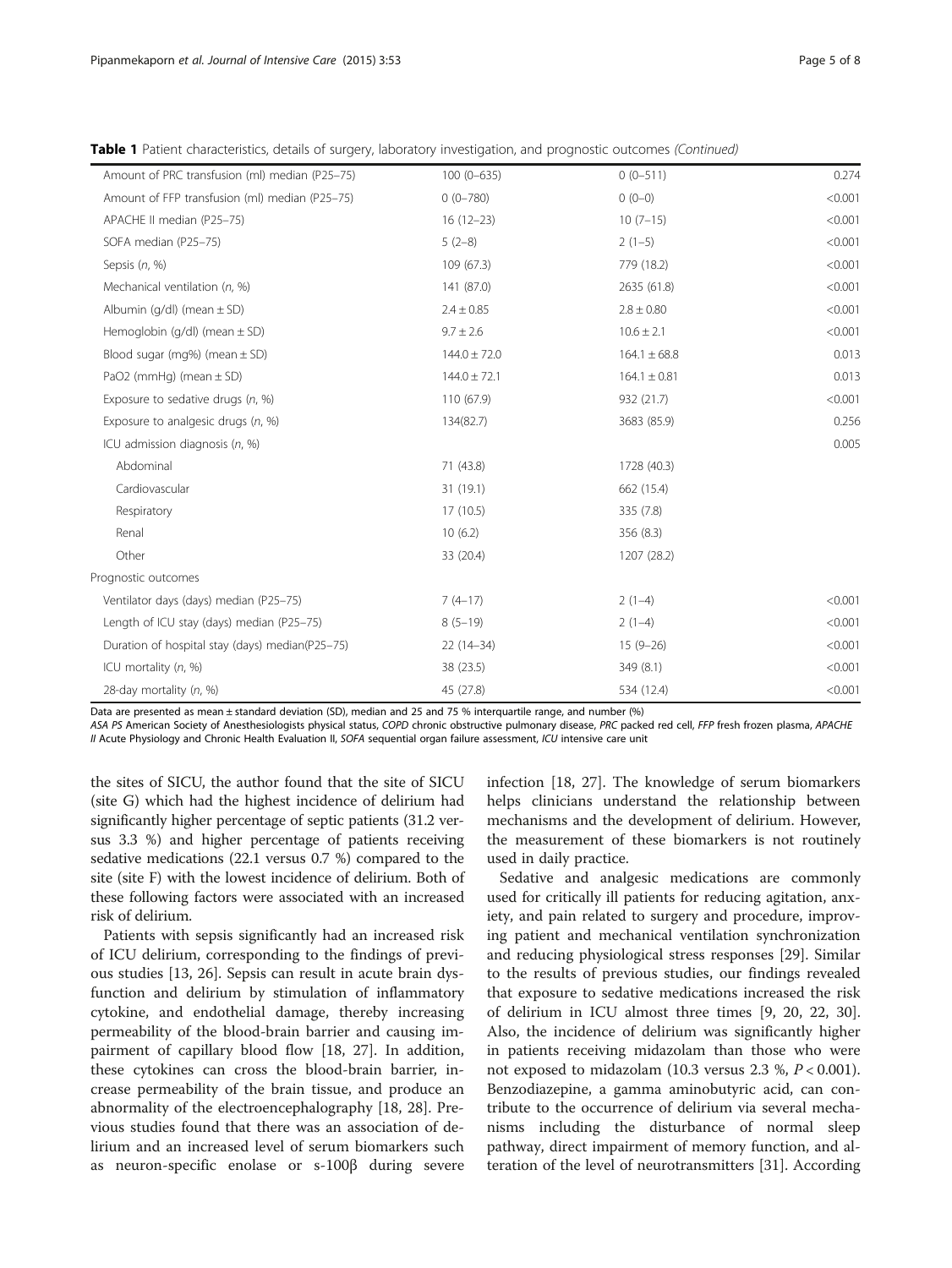**Table 1** Patient characteristics, details of surgery, laboratory investigation, and prognostic outcomes *(Continued)*

| | | | |
|---|---|---|---|
| Amount of PRC transfusion (ml) median (P25–75) | 100 (0–635) | 0 (0–511) | 0.274 |
| Amount of FFP transfusion (ml) median (P25–75) | 0 (0–780) | 0 (0–0) | <0.001 |
| APACHE II median (P25–75) | 16 (12–23) | 10 (7–15) | <0.001 |
| SOFA median (P25–75) | 5 (2–8) | 2 (1–5) | <0.001 |
| Sepsis (*n*, %) | 109 (67.3) | 779 (18.2) | <0.001 |
| Mechanical ventilation (*n*, %) | 141 (87.0) | 2635 (61.8) | <0.001 |
| Albumin (g/dl) (mean ± SD) | 2.4 ± 0.85 | 2.8 ± 0.80 | <0.001 |
| Hemoglobin (g/dl) (mean ± SD) | 9.7 ± 2.6 | 10.6 ± 2.1 | <0.001 |
| Blood sugar (mg%) (mean ± SD) | 144.0 ± 72.0 | 164.1 ± 68.8 | 0.013 |
| PaO2 (mmHg) (mean ± SD) | 144.0 ± 72.1 | 164.1 ± 0.81 | 0.013 |
| Exposure to sedative drugs (*n*, %) | 110 (67.9) | 932 (21.7) | <0.001 |
| Exposure to analgesic drugs (*n*, %) | 134(82.7) | 3683 (85.9) | 0.256 |
| ICU admission diagnosis (*n*, %) | | | 0.005 |
| Abdominal | 71 (43.8) | 1728 (40.3) | |
| Cardiovascular | 31 (19.1) | 662 (15.4) | |
| Respiratory | 17 (10.5) | 335 (7.8) | |
| Renal | 10 (6.2) | 356 (8.3) | |
| Other | 33 (20.4) | 1207 (28.2) | |
| Prognostic outcomes | | | |
| Ventilator days (days) median (P25–75) | 7 (4–17) | 2 (1–4) | <0.001 |
| Length of ICU stay (days) median (P25–75) | 8 (5–19) | 2 (1–4) | <0.001 |
| Duration of hospital stay (days) median(P25–75) | 22 (14–34) | 15 (9–26) | <0.001 |
| ICU mortality (*n*, %) | 38 (23.5) | 349 (8.1) | <0.001 |
| 28-day mortality (*n*, %) | 45 (27.8) | 534 (12.4) | <0.001 |

Data are presented as mean ± standard deviation (SD), median and 25 and 75 % interquartile range, and number (%)

*ASA PS* American Society of Anesthesiologists physical status, *COPD* chronic obstructive pulmonary disease, *PRC* packed red cell, *FFP* fresh frozen plasma, *APACHE II* Acute Physiology and Chronic Health Evaluation II, *SOFA* sequential organ failure assessment, *ICU* intensive care unit

the sites of SICU, the author found that the site of SICU (site G) which had the highest incidence of delirium had significantly higher percentage of septic patients (31.2 versus 3.3 %) and higher percentage of patients receiving sedative medications (22.1 versus 0.7 %) compared to the site (site F) with the lowest incidence of delirium. Both of these following factors were associated with an increased risk of delirium.

Patients with sepsis significantly had an increased risk of ICU delirium, corresponding to the findings of previous studies [13, 26]. Sepsis can result in acute brain dysfunction and delirium by stimulation of inflammatory cytokine, and endothelial damage, thereby increasing permeability of the blood-brain barrier and causing impairment of capillary blood flow [18, 27]. In addition, these cytokines can cross the blood-brain barrier, increase permeability of the brain tissue, and produce an abnormality of the electroencephalography [18, 28]. Previous studies found that there was an association of delirium and an increased level of serum biomarkers such as neuron-specific enolase or s-100β during severe infection [18, 27]. The knowledge of serum biomarkers helps clinicians understand the relationship between mechanisms and the development of delirium. However, the measurement of these biomarkers is not routinely used in daily practice.

Sedative and analgesic medications are commonly used for critically ill patients for reducing agitation, anxiety, and pain related to surgery and procedure, improving patient and mechanical ventilation synchronization and reducing physiological stress responses [29]. Similar to the results of previous studies, our findings revealed that exposure to sedative medications increased the risk of delirium in ICU almost three times [9, 20, 22, 30]. Also, the incidence of delirium was significantly higher in patients receiving midazolam than those who were not exposed to midazolam (10.3 versus 2.3 %, $P < 0.001$). Benzodiazepine, a gamma aminobutyric acid, can contribute to the occurrence of delirium via several mechanisms including the disturbance of normal sleep pathway, direct impairment of memory function, and alteration of the level of neurotransmitters [31]. According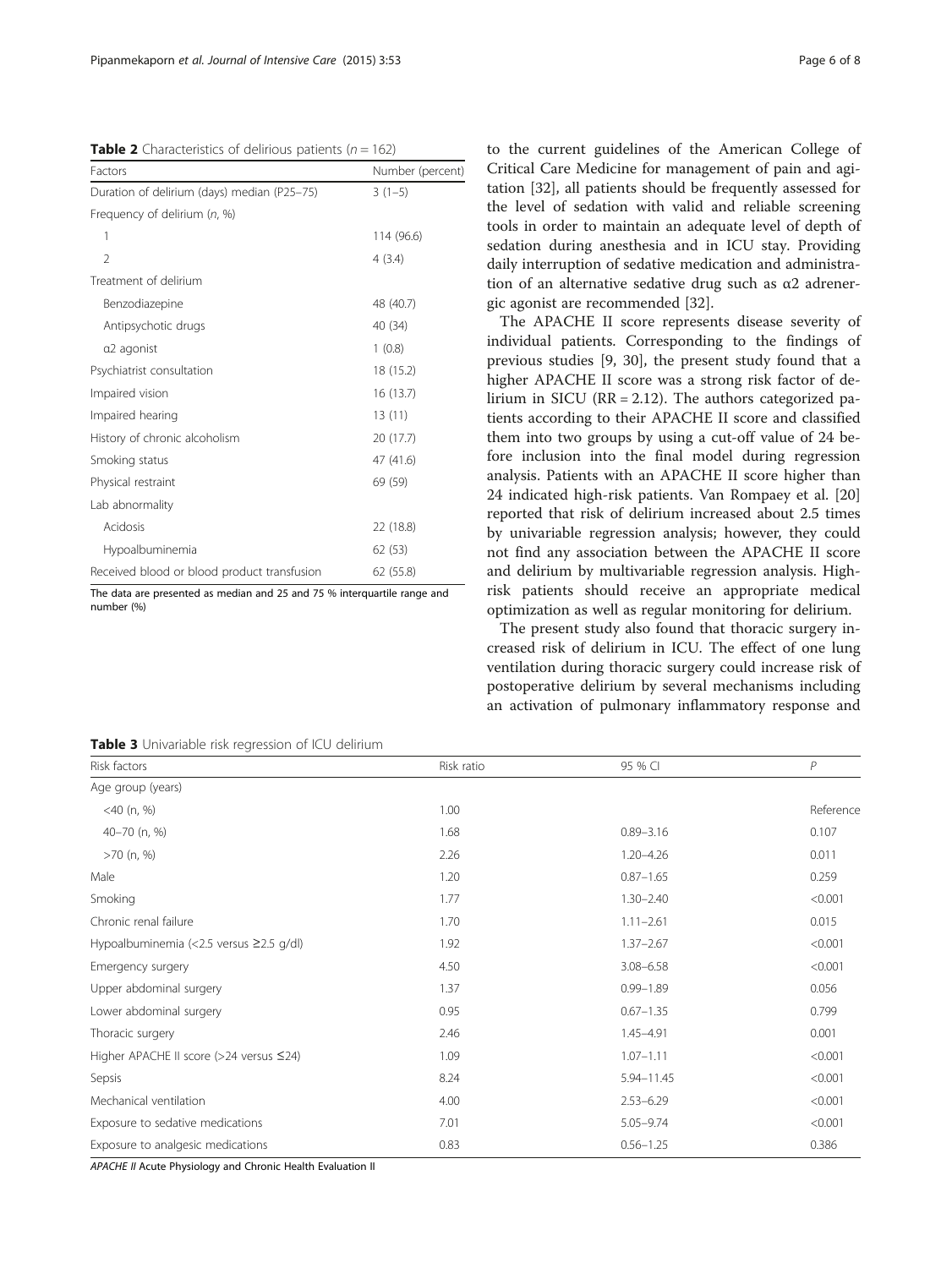**Table 2** Characteristics of delirious patients ($n = 162$)

| Factors | Number (percent) |
|---|---|
| Duration of delirium (days) median (P25–75) | 3 (1–5) |
| Frequency of delirium (n, %) | |
| 1 | 114 (96.6) |
| 2 | 4 (3.4) |
| Treatment of delirium | |
| Benzodiazepine | 48 (40.7) |
| Antipsychotic drugs | 40 (34) |
| α2 agonist | 1 (0.8) |
| Psychiatrist consultation | 18 (15.2) |
| Impaired vision | 16 (13.7) |
| Impaired hearing | 13 (11) |
| History of chronic alcoholism | 20 (17.7) |
| Smoking status | 47 (41.6) |
| Physical restraint | 69 (59) |
| Lab abnormality | |
| Acidosis | 22 (18.8) |
| Hypoalbuminemia | 62 (53) |
| Received blood or blood product transfusion | 62 (55.8) |

The data are presented as median and 25 and 75 % interquartile range and number (%)

to the current guidelines of the American College of Critical Care Medicine for management of pain and agitation [32], all patients should be frequently assessed for the level of sedation with valid and reliable screening tools in order to maintain an adequate level of depth of sedation during anesthesia and in ICU stay. Providing daily interruption of sedative medication and administration of an alternative sedative drug such as α2 adrenergic agonist are recommended [32].

The APACHE II score represents disease severity of individual patients. Corresponding to the findings of previous studies [9, 30], the present study found that a higher APACHE II score was a strong risk factor of delirium in SICU (RR = 2.12). The authors categorized patients according to their APACHE II score and classified them into two groups by using a cut-off value of 24 before inclusion into the final model during regression analysis. Patients with an APACHE II score higher than 24 indicated high-risk patients. Van Rompaey et al. [20] reported that risk of delirium increased about 2.5 times by univariable regression analysis; however, they could not find any association between the APACHE II score and delirium by multivariable regression analysis. High-risk patients should receive an appropriate medical optimization as well as regular monitoring for delirium.

The present study also found that thoracic surgery increased risk of delirium in ICU. The effect of one lung ventilation during thoracic surgery could increase risk of postoperative delirium by several mechanisms including an activation of pulmonary inflammatory response and

**Table 3** Univariable risk regression of ICU delirium

| Risk factors | Risk ratio | 95 % CI | *P* |
|---|---|---|---|
| Age group (years) | | | |
| <40 (n, %) | 1.00 | | Reference |
| 40–70 (n, %) | 1.68 | 0.89–3.16 | 0.107 |
| >70 (n, %) | 2.26 | 1.20–4.26 | 0.011 |
| Male | 1.20 | 0.87–1.65 | 0.259 |
| Smoking | 1.77 | 1.30–2.40 | <0.001 |
| Chronic renal failure | 1.70 | 1.11–2.61 | 0.015 |
| Hypoalbuminemia (<2.5 versus ≥2.5 g/dl) | 1.92 | 1.37–2.67 | <0.001 |
| Emergency surgery | 4.50 | 3.08–6.58 | <0.001 |
| Upper abdominal surgery | 1.37 | 0.99–1.89 | 0.056 |
| Lower abdominal surgery | 0.95 | 0.67–1.35 | 0.799 |
| Thoracic surgery | 2.46 | 1.45–4.91 | 0.001 |
| Higher APACHE II score (>24 versus ≤24) | 1.09 | 1.07–1.11 | <0.001 |
| Sepsis | 8.24 | 5.94–11.45 | <0.001 |
| Mechanical ventilation | 4.00 | 2.53–6.29 | <0.001 |
| Exposure to sedative medications | 7.01 | 5.05–9.74 | <0.001 |
| Exposure to analgesic medications | 0.83 | 0.56–1.25 | 0.386 |

*APACHE II* Acute Physiology and Chronic Health Evaluation II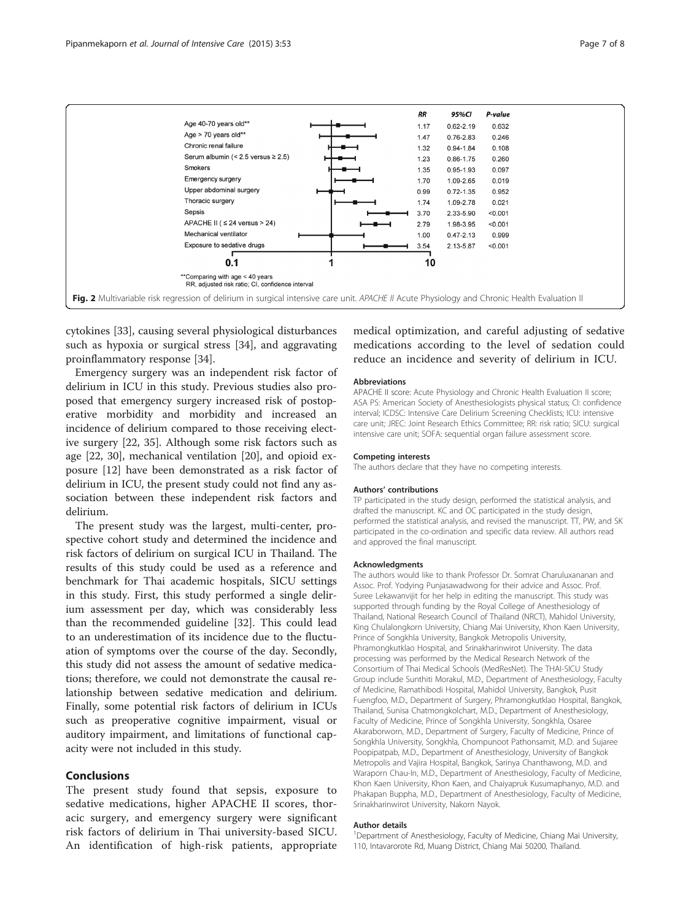RR 95%CI P-value

Age 40-70 years old** 1.17 0.62-2.19 0.632

Age > 70 years old** 1.47 0.76-2.83 0.246

Chronic renal failure 1.32 0.94-1.84 0.108

Serum albumin (< 2.5 versus ≥ 2.5) 1.23 0.86-1.75 0.260

Smokers 1.35 0.95-1.93 0.097

Emergency surgery 1.70 1.09-2.65 0.019

Upper abdominal surgery 0.99 0.72-1.35 0.952

Thoracic surgery 1.74 1.09-2.78 0.021

Sepsis 3.70 2.33-5.90 <0.001

APACHE II ( ≤ 24 versus > 24) 2.79 1.98-3.95 <0.001

Mechanical ventilator 1.00 0.47-2.13 0.999

Exposure to sedative drugs 3.54 2.13-5.87 <0.001

0.1 1 10

**Comparing with age < 40 years
RR, adjusted risk ratio; CI, confidence interval

**Fig. 2** Multivariable risk regression of delirium in surgical intensive care unit. *APACHE II* Acute Physiology and Chronic Health Evaluation II

cytokines [33], causing several physiological disturbances such as hypoxia or surgical stress [34], and aggravating proinflammatory response [34].

Emergency surgery was an independent risk factor of delirium in ICU in this study. Previous studies also proposed that emergency surgery increased risk of postoperative morbidity and morbidity and increased an incidence of delirium compared to those receiving elective surgery [22, 35]. Although some risk factors such as age [22, 30], mechanical ventilation [20], and opioid exposure [12] have been demonstrated as a risk factor of delirium in ICU, the present study could not find any association between these independent risk factors and delirium.

The present study was the largest, multi-center, prospective cohort study and determined the incidence and risk factors of delirium on surgical ICU in Thailand. The results of this study could be used as a reference and benchmark for Thai academic hospitals, SICU settings in this study. First, this study performed a single delirium assessment per day, which was considerably less than the recommended guideline [32]. This could lead to an underestimation of its incidence due to the fluctuation of symptoms over the course of the day. Secondly, this study did not assess the amount of sedative medications; therefore, we could not demonstrate the causal relationship between sedative medication and delirium. Finally, some potential risk factors of delirium in ICUs such as preoperative cognitive impairment, visual or auditory impairment, and limitations of functional capacity were not included in this study.

## Conclusions

The present study found that sepsis, exposure to sedative medications, higher APACHE II scores, thoracic surgery, and emergency surgery were significant risk factors of delirium in Thai university-based SICU. An identification of high-risk patients, appropriate medical optimization, and careful adjusting of sedative medications according to the level of sedation could reduce an incidence and severity of delirium in ICU.

#### Abbreviations

APACHE II score: Acute Physiology and Chronic Health Evaluation II score; ASA PS: American Society of Anesthesiologists physical status; CI: confidence interval; ICDSC: Intensive Care Delirium Screening Checklists; ICU: intensive care unit; JREC: Joint Research Ethics Committee; RR: risk ratio; SICU: surgical intensive care unit; SOFA: sequential organ failure assessment score.

#### Competing interests

The authors declare that they have no competing interests.

#### Authors' contributions

TP participated in the study design, performed the statistical analysis, and drafted the manuscript. KC and OC participated in the study design, performed the statistical analysis, and revised the manuscript. TT, PW, and SK participated in the co-ordination and specific data review. All authors read and approved the final manuscript.

#### Acknowledgments

The authors would like to thank Professor Dr. Somrat Charuluxananan and Assoc. Prof. Yodying Punjasawadwong for their advice and Assoc. Prof. Suree Lekawanvijit for her help in editing the manuscript. This study was supported through funding by the Royal College of Anesthesiology of Thailand, National Research Council of Thailand (NRCT), Mahidol University, King Chulalongkorn University, Chiang Mai University, Khon Kaen University, Prince of Songkhla University, Bangkok Metropolis University, Phramongkutklao Hospital, and Srinakharinwirot University. The data processing was performed by the Medical Research Network of the Consortium of Thai Medical Schools (MedResNet). The THAI-SICU Study Group include Sunthiti Morakul, M.D., Department of Anesthesiology, Faculty of Medicine, Ramathibodi Hospital, Mahidol University, Bangkok, Pusit Fuengfoo, M.D., Department of Surgery, Phramongkutklao Hospital, Bangkok, Thailand, Sunisa Chatmongkolchart, M.D., Department of Anesthesiology, Faculty of Medicine, Prince of Songkhla University, Songkhla, Osaree Akaraborworn, M.D., Department of Surgery, Faculty of Medicine, Prince of Songkhla University, Songkhla, Chompunoot Pathonsamit, M.D. and Sujaree Poopipatpab, M.D., Department of Anesthesiology, University of Bangkok Metropolis and Vajira Hospital, Bangkok, Sarinya Chanthawong, M.D. and Waraporn Chau-In, M.D., Department of Anesthesiology, Faculty of Medicine, Khon Kaen University, Khon Kaen, and Chaiyapruk Kusumaphanyo, M.D. and Phakapan Buppha, M.D., Department of Anesthesiology, Faculty of Medicine, Srinakharinwirot University, Nakorn Nayok.

#### Author details

[1]Department of Anesthesiology, Faculty of Medicine, Chiang Mai University, 110, Intavarorote Rd, Muang District, Chiang Mai 50200, Thailand.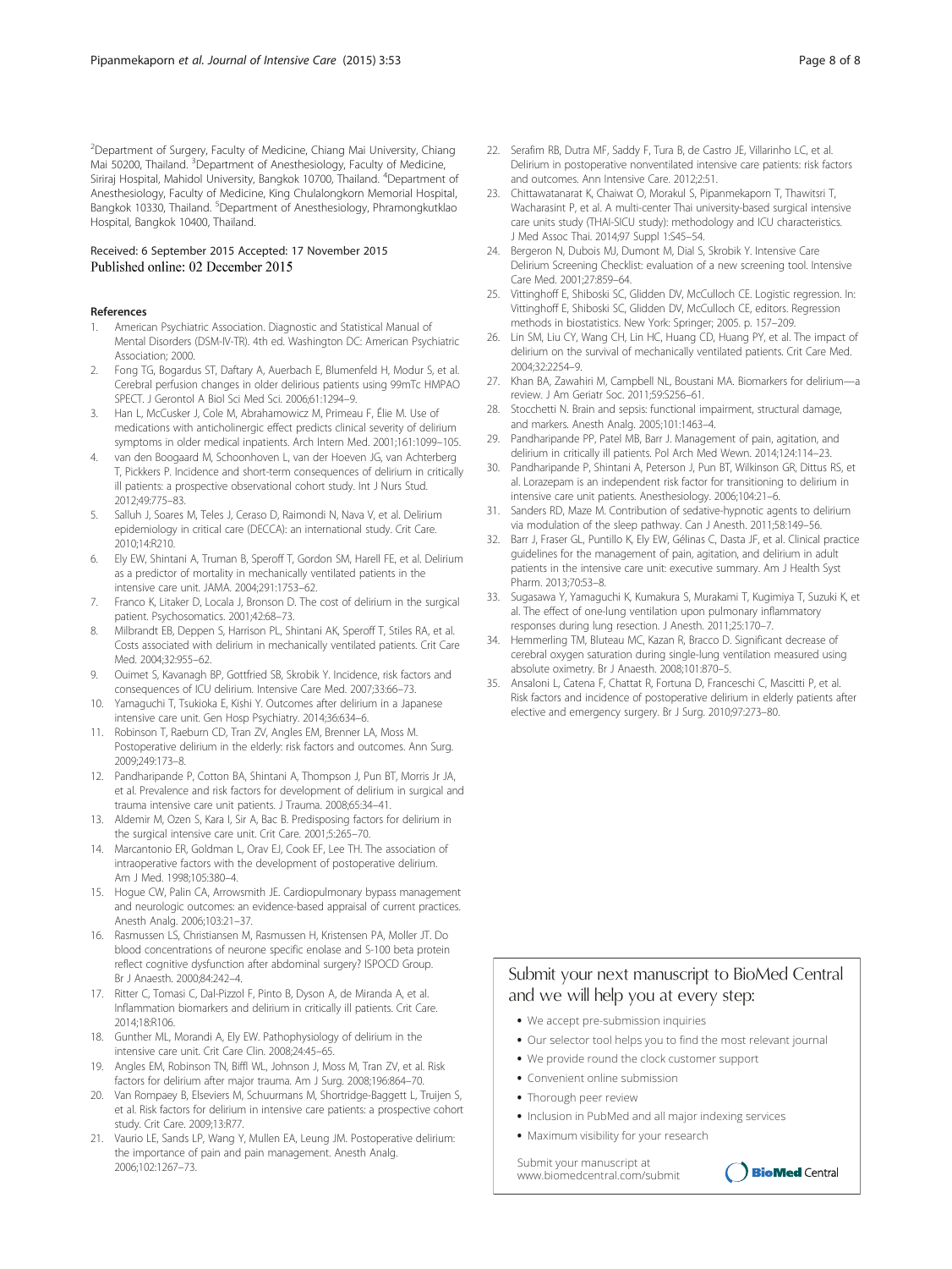[2]Department of Surgery, Faculty of Medicine, Chiang Mai University, Chiang Mai 50200, Thailand. [3]Department of Anesthesiology, Faculty of Medicine, Siriraj Hospital, Mahidol University, Bangkok 10700, Thailand. [4]Department of Anesthesiology, Faculty of Medicine, King Chulalongkorn Memorial Hospital, Bangkok 10330, Thailand. [5]Department of Anesthesiology, Phramongkutklao Hospital, Bangkok 10400, Thailand.

Received: 6 September 2015 Accepted: 17 November 2015
Published online: 02 December 2015

## References

1. American Psychiatric Association. Diagnostic and Statistical Manual of Mental Disorders (DSM-IV-TR). 4th ed. Washington DC: American Psychiatric Association; 2000.
2. Fong TG, Bogardus ST, Daftary A, Auerbach E, Blumenfeld H, Modur S, et al. Cerebral perfusion changes in older delirious patients using 99mTc HMPAO SPECT. J Gerontol A Biol Sci Med Sci. 2006;61:1294–9.
3. Han L, McCusker J, Cole M, Abrahamowicz M, Primeau F, Élie M. Use of medications with anticholinergic effect predicts clinical severity of delirium symptoms in older medical inpatients. Arch Intern Med. 2001;161:1099–105.
4. van den Boogaard M, Schoonhoven L, van der Hoeven JG, van Achterberg T, Pickkers P. Incidence and short-term consequences of delirium in critically ill patients: a prospective observational cohort study. Int J Nurs Stud. 2012;49:775–83.
5. Salluh J, Soares M, Teles J, Ceraso D, Raimondi N, Nava V, et al. Delirium epidemiology in critical care (DECCA): an international study. Crit Care. 2010;14:R210.
6. Ely EW, Shintani A, Truman B, Speroff T, Gordon SM, Harell FE, et al. Delirium as a predictor of mortality in mechanically ventilated patients in the intensive care unit. JAMA. 2004;291:1753–62.
7. Franco K, Litaker D, Locala J, Bronson D. The cost of delirium in the surgical patient. Psychosomatics. 2001;42:68–73.
8. Milbrandt EB, Deppen S, Harrison PL, Shintani AK, Speroff T, Stiles RA, et al. Costs associated with delirium in mechanically ventilated patients. Crit Care Med. 2004;32:955–62.
9. Ouimet S, Kavanagh BP, Gottfried SB, Skrobik Y. Incidence, risk factors and consequences of ICU delirium. Intensive Care Med. 2007;33:66–73.
10. Yamaguchi T, Tsukioka E, Kishi Y. Outcomes after delirium in a Japanese intensive care unit. Gen Hosp Psychiatry. 2014;36:634–6.
11. Robinson T, Raeburn CD, Tran ZV, Angles EM, Brenner LA, Moss M. Postoperative delirium in the elderly: risk factors and outcomes. Ann Surg. 2009;249:173–8.
12. Pandharipande P, Cotton BA, Shintani A, Thompson J, Pun BT, Morris Jr JA, et al. Prevalence and risk factors for development of delirium in surgical and trauma intensive care unit patients. J Trauma. 2008;65:34–41.
13. Aldemir M, Ozen S, Kara I, Sir A, Bac B. Predisposing factors for delirium in the surgical intensive care unit. Crit Care. 2001;5:265–70.
14. Marcantonio ER, Goldman L, Orav EJ, Cook EF, Lee TH. The association of intraoperative factors with the development of postoperative delirium. Am J Med. 1998;105:380–4.
15. Hogue CW, Palin CA, Arrowsmith JE. Cardiopulmonary bypass management and neurologic outcomes: an evidence-based appraisal of current practices. Anesth Analg. 2006;103:21–37.
16. Rasmussen LS, Christiansen M, Rasmussen H, Kristensen PA, Moller JT. Do blood concentrations of neurone specific enolase and S-100 beta protein reflect cognitive dysfunction after abdominal surgery? ISPOCD Group. Br J Anaesth. 2000;84:242–4.
17. Ritter C, Tomasi C, Dal-Pizzol F, Pinto B, Dyson A, de Miranda A, et al. Inflammation biomarkers and delirium in critically ill patients. Crit Care. 2014;18:R106.
18. Gunther ML, Morandi A, Ely EW. Pathophysiology of delirium in the intensive care unit. Crit Care Clin. 2008;24:45–65.
19. Angles EM, Robinson TN, Biffl WL, Johnson J, Moss M, Tran ZV, et al. Risk factors for delirium after major trauma. Am J Surg. 2008;196:864–70.
20. Van Rompaey B, Elseviers M, Schuurmans M, Shortridge-Baggett L, Truijen S, et al. Risk factors for delirium in intensive care patients: a prospective cohort study. Crit Care. 2009;13:R77.
21. Vaurio LE, Sands LP, Wang Y, Mullen EA, Leung JM. Postoperative delirium: the importance of pain and pain management. Anesth Analg. 2006;102:1267–73.
22. Serafim RB, Dutra MF, Saddy F, Tura B, de Castro JE, Villarinho LC, et al. Delirium in postoperative nonventilated intensive care patients: risk factors and outcomes. Ann Intensive Care. 2012;2:51.
23. Chittawatanarat K, Chaiwat O, Morakul S, Pipanmekaporn T, Thawitsri T, Wacharasint P, et al. A multi-center Thai university-based surgical intensive care units study (THAI-SICU study): methodology and ICU characteristics. J Med Assoc Thai. 2014;97 Suppl 1:S45–54.
24. Bergeron N, Dubois MJ, Dumont M, Dial S, Skrobik Y. Intensive Care Delirium Screening Checklist: evaluation of a new screening tool. Intensive Care Med. 2001;27:859–64.
25. Vittinghoff E, Shiboski SC, Glidden DV, McCulloch CE. Logistic regression. In: Vittinghoff E, Shiboski SC, Glidden DV, McCulloch CE, editors. Regression methods in biostatistics. New York: Springer; 2005. p. 157–209.
26. Lin SM, Liu CY, Wang CH, Lin HC, Huang CD, Huang PY, et al. The impact of delirium on the survival of mechanically ventilated patients. Crit Care Med. 2004;32:2254–9.
27. Khan BA, Zawahiri M, Campbell NL, Boustani MA. Biomarkers for delirium—a review. J Am Geriatr Soc. 2011;59:S256–61.
28. Stocchetti N. Brain and sepsis: functional impairment, structural damage, and markers. Anesth Analg. 2005;101:1463–4.
29. Pandharipande PP, Patel MB, Barr J. Management of pain, agitation, and delirium in critically ill patients. Pol Arch Med Wewn. 2014;124:114–23.
30. Pandharipande P, Shintani A, Peterson J, Pun BT, Wilkinson GR, Dittus RS, et al. Lorazepam is an independent risk factor for transitioning to delirium in intensive care unit patients. Anesthesiology. 2006;104:21–6.
31. Sanders RD, Maze M. Contribution of sedative-hypnotic agents to delirium via modulation of the sleep pathway. Can J Anesth. 2011;58:149–56.
32. Barr J, Fraser GL, Puntillo K, Ely EW, Gélinas C, Dasta JF, et al. Clinical practice guidelines for the management of pain, agitation, and delirium in adult patients in the intensive care unit: executive summary. Am J Health Syst Pharm. 2013;70:53–8.
33. Sugasawa Y, Yamaguchi K, Kumakura S, Murakami T, Kugimiya T, Suzuki K, et al. The effect of one-lung ventilation upon pulmonary inflammatory responses during lung resection. J Anesth. 2011;25:170–7.
34. Hemmerling TM, Bluteau MC, Kazan R, Bracco D. Significant decrease of cerebral oxygen saturation during single-lung ventilation measured using absolute oximetry. Br J Anaesth. 2008;101:870–5.
35. Ansaloni L, Catena F, Chattat R, Fortuna D, Franceschi C, Mascitti P, et al. Risk factors and incidence of postoperative delirium in elderly patients after elective and emergency surgery. Br J Surg. 2010;97:273–80.

Submit your next manuscript to BioMed Central and we will help you at every step:

- We accept pre-submission inquiries
- Our selector tool helps you to find the most relevant journal
- We provide round the clock customer support
- Convenient online submission
- Thorough peer review
- Inclusion in PubMed and all major indexing services
- Maximum visibility for your research

Submit your manuscript at www.biomedcentral.com/submit

BioMed Central